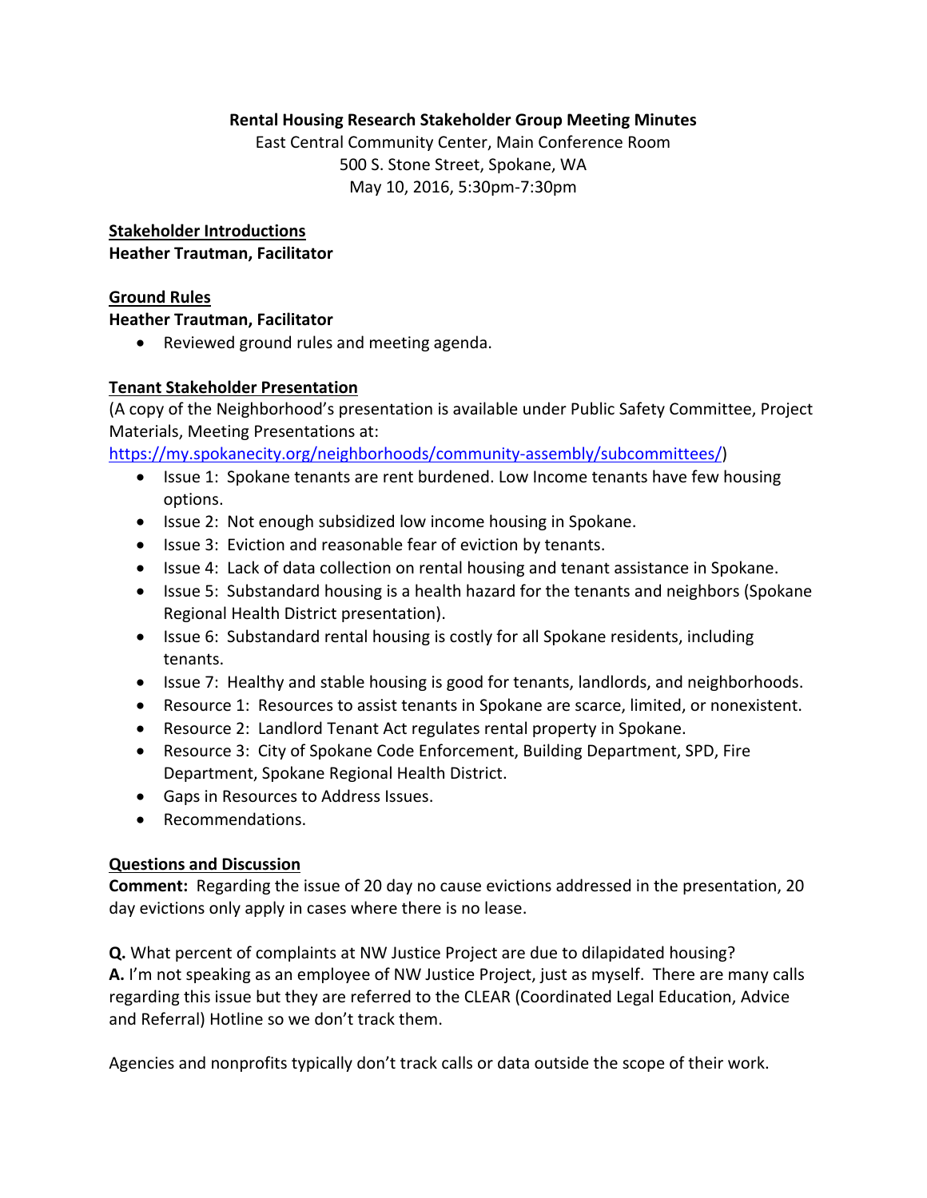# Rental Housing Research Stakeholder Group Meeting Minutes

East Central Community Center, Main Conference Room
500 S. Stone Street, Spokane, WA
May 10, 2016, 5:30pm-7:30pm

## Stakeholder Introductions

**Heather Trautman, Facilitator**

## Ground Rules

**Heather Trautman, Facilitator**

- Reviewed ground rules and meeting agenda.

## Tenant Stakeholder Presentation

(A copy of the Neighborhood's presentation is available under Public Safety Committee, Project Materials, Meeting Presentations at: https://my.spokanecity.org/neighborhoods/community-assembly/subcommittees/)

- Issue 1: Spokane tenants are rent burdened. Low Income tenants have few housing options.
- Issue 2: Not enough subsidized low income housing in Spokane.
- Issue 3: Eviction and reasonable fear of eviction by tenants.
- Issue 4: Lack of data collection on rental housing and tenant assistance in Spokane.
- Issue 5: Substandard housing is a health hazard for the tenants and neighbors (Spokane Regional Health District presentation).
- Issue 6: Substandard rental housing is costly for all Spokane residents, including tenants.
- Issue 7: Healthy and stable housing is good for tenants, landlords, and neighborhoods.
- Resource 1: Resources to assist tenants in Spokane are scarce, limited, or nonexistent.
- Resource 2: Landlord Tenant Act regulates rental property in Spokane.
- Resource 3: City of Spokane Code Enforcement, Building Department, SPD, Fire Department, Spokane Regional Health District.
- Gaps in Resources to Address Issues.
- Recommendations.

## Questions and Discussion

**Comment:** Regarding the issue of 20 day no cause evictions addressed in the presentation, 20 day evictions only apply in cases where there is no lease.

**Q.** What percent of complaints at NW Justice Project are due to dilapidated housing?
**A.** I'm not speaking as an employee of NW Justice Project, just as myself. There are many calls regarding this issue but they are referred to the CLEAR (Coordinated Legal Education, Advice and Referral) Hotline so we don't track them.

Agencies and nonprofits typically don't track calls or data outside the scope of their work.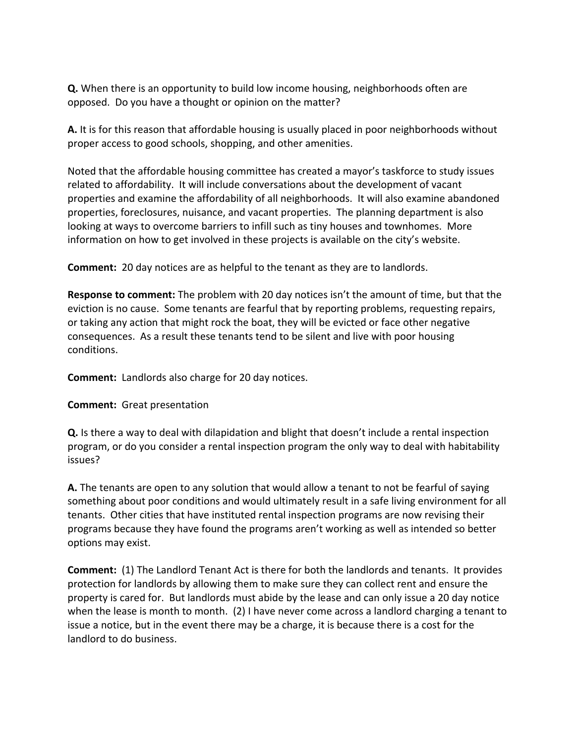**Q.** When there is an opportunity to build low income housing, neighborhoods often are opposed. Do you have a thought or opinion on the matter?

**A.** It is for this reason that affordable housing is usually placed in poor neighborhoods without proper access to good schools, shopping, and other amenities.

Noted that the affordable housing committee has created a mayor's taskforce to study issues related to affordability. It will include conversations about the development of vacant properties and examine the affordability of all neighborhoods. It will also examine abandoned properties, foreclosures, nuisance, and vacant properties. The planning department is also looking at ways to overcome barriers to infill such as tiny houses and townhomes. More information on how to get involved in these projects is available on the city's website.

**Comment:** 20 day notices are as helpful to the tenant as they are to landlords.

**Response to comment:** The problem with 20 day notices isn't the amount of time, but that the eviction is no cause. Some tenants are fearful that by reporting problems, requesting repairs, or taking any action that might rock the boat, they will be evicted or face other negative consequences. As a result these tenants tend to be silent and live with poor housing conditions.

**Comment:** Landlords also charge for 20 day notices.

**Comment:** Great presentation

**Q.** Is there a way to deal with dilapidation and blight that doesn't include a rental inspection program, or do you consider a rental inspection program the only way to deal with habitability issues?

**A.** The tenants are open to any solution that would allow a tenant to not be fearful of saying something about poor conditions and would ultimately result in a safe living environment for all tenants. Other cities that have instituted rental inspection programs are now revising their programs because they have found the programs aren't working as well as intended so better options may exist.

**Comment:** (1) The Landlord Tenant Act is there for both the landlords and tenants. It provides protection for landlords by allowing them to make sure they can collect rent and ensure the property is cared for. But landlords must abide by the lease and can only issue a 20 day notice when the lease is month to month. (2) I have never come across a landlord charging a tenant to issue a notice, but in the event there may be a charge, it is because there is a cost for the landlord to do business.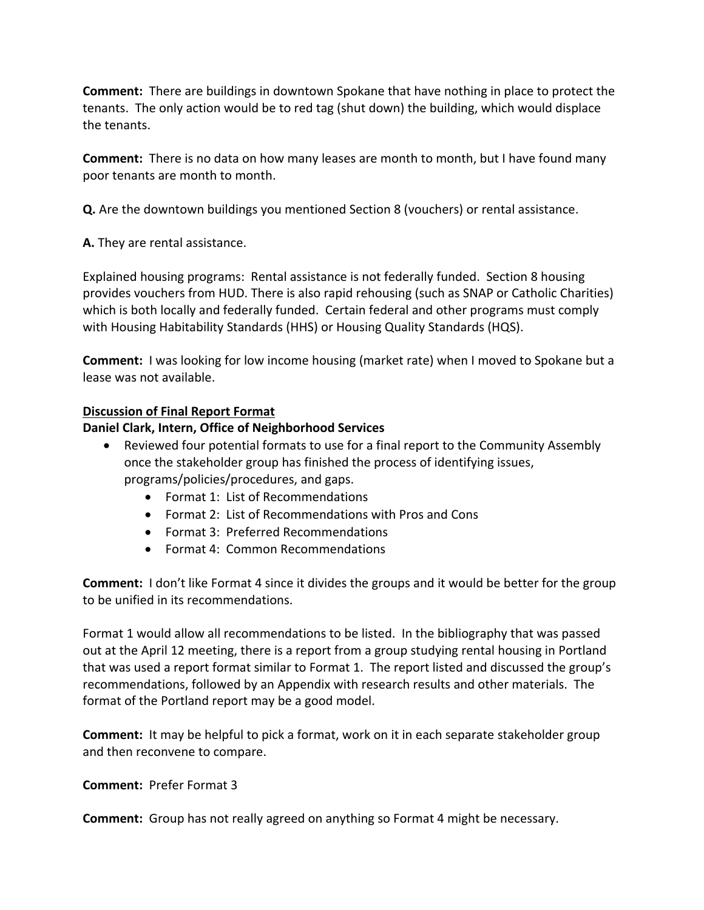**Comment:** There are buildings in downtown Spokane that have nothing in place to protect the tenants. The only action would be to red tag (shut down) the building, which would displace the tenants.

**Comment:** There is no data on how many leases are month to month, but I have found many poor tenants are month to month.

**Q.** Are the downtown buildings you mentioned Section 8 (vouchers) or rental assistance.

**A.** They are rental assistance.

Explained housing programs: Rental assistance is not federally funded. Section 8 housing provides vouchers from HUD. There is also rapid rehousing (such as SNAP or Catholic Charities) which is both locally and federally funded. Certain federal and other programs must comply with Housing Habitability Standards (HHS) or Housing Quality Standards (HQS).

**Comment:** I was looking for low income housing (market rate) when I moved to Spokane but a lease was not available.

**<u>Discussion of Final Report Format</u>**

**Daniel Clark, Intern, Office of Neighborhood Services**

- Reviewed four potential formats to use for a final report to the Community Assembly once the stakeholder group has finished the process of identifying issues, programs/policies/procedures, and gaps.
    - Format 1: List of Recommendations
    - Format 2: List of Recommendations with Pros and Cons
    - Format 3: Preferred Recommendations
    - Format 4: Common Recommendations

**Comment:** I don't like Format 4 since it divides the groups and it would be better for the group to be unified in its recommendations.

Format 1 would allow all recommendations to be listed. In the bibliography that was passed out at the April 12 meeting, there is a report from a group studying rental housing in Portland that was used a report format similar to Format 1. The report listed and discussed the group's recommendations, followed by an Appendix with research results and other materials. The format of the Portland report may be a good model.

**Comment:** It may be helpful to pick a format, work on it in each separate stakeholder group and then reconvene to compare.

**Comment:** Prefer Format 3

**Comment:** Group has not really agreed on anything so Format 4 might be necessary.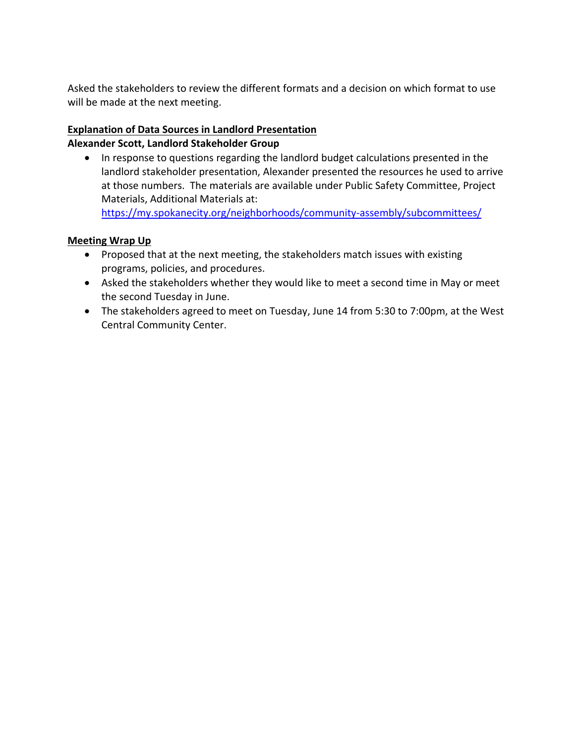Asked the stakeholders to review the different formats and a decision on which format to use will be made at the next meeting.

**Explanation of Data Sources in Landlord Presentation**

**Alexander Scott, Landlord Stakeholder Group**

- In response to questions regarding the landlord budget calculations presented in the landlord stakeholder presentation, Alexander presented the resources he used to arrive at those numbers. The materials are available under Public Safety Committee, Project Materials, Additional Materials at: https://my.spokanecity.org/neighborhoods/community-assembly/subcommittees/

**Meeting Wrap Up**

- Proposed that at the next meeting, the stakeholders match issues with existing programs, policies, and procedures.
- Asked the stakeholders whether they would like to meet a second time in May or meet the second Tuesday in June.
- The stakeholders agreed to meet on Tuesday, June 14 from 5:30 to 7:00pm, at the West Central Community Center.